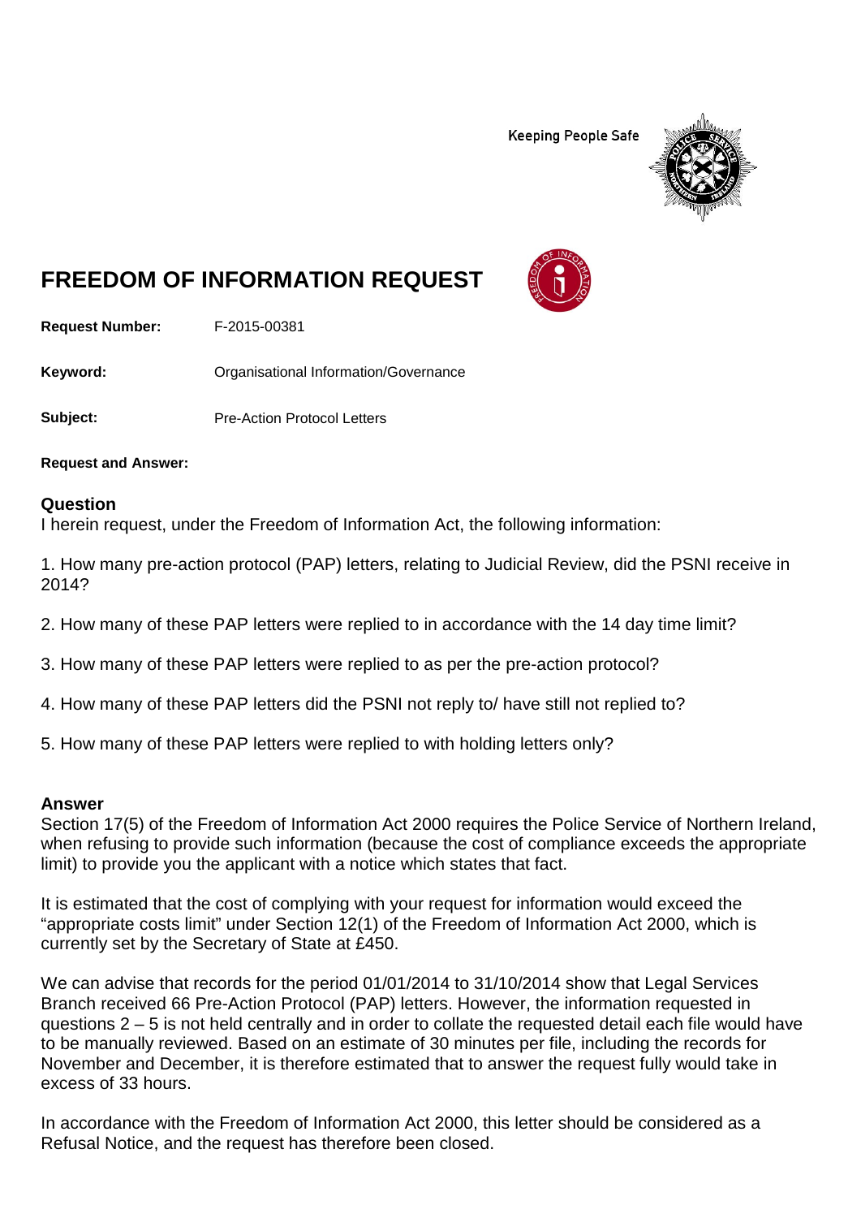Keeping People Safe

# FREEDOM OF INFORMATION REQUEST

**Request Number:** F-2015-00381

**Keyword:** Organisational Information/Governance

**Subject:** Pre-Action Protocol Letters

**Request and Answer:**

## Question

I herein request, under the Freedom of Information Act, the following information:

1. How many pre-action protocol (PAP) letters, relating to Judicial Review, did the PSNI receive in 2014?

2. How many of these PAP letters were replied to in accordance with the 14 day time limit?

3. How many of these PAP letters were replied to as per the pre-action protocol?

4. How many of these PAP letters did the PSNI not reply to/ have still not replied to?

5. How many of these PAP letters were replied to with holding letters only?

## Answer

Section 17(5) of the Freedom of Information Act 2000 requires the Police Service of Northern Ireland, when refusing to provide such information (because the cost of compliance exceeds the appropriate limit) to provide you the applicant with a notice which states that fact.

It is estimated that the cost of complying with your request for information would exceed the "appropriate costs limit" under Section 12(1) of the Freedom of Information Act 2000, which is currently set by the Secretary of State at £450.

We can advise that records for the period 01/01/2014 to 31/10/2014 show that Legal Services Branch received 66 Pre-Action Protocol (PAP) letters. However, the information requested in questions 2 – 5 is not held centrally and in order to collate the requested detail each file would have to be manually reviewed. Based on an estimate of 30 minutes per file, including the records for November and December, it is therefore estimated that to answer the request fully would take in excess of 33 hours.

In accordance with the Freedom of Information Act 2000, this letter should be considered as a Refusal Notice, and the request has therefore been closed.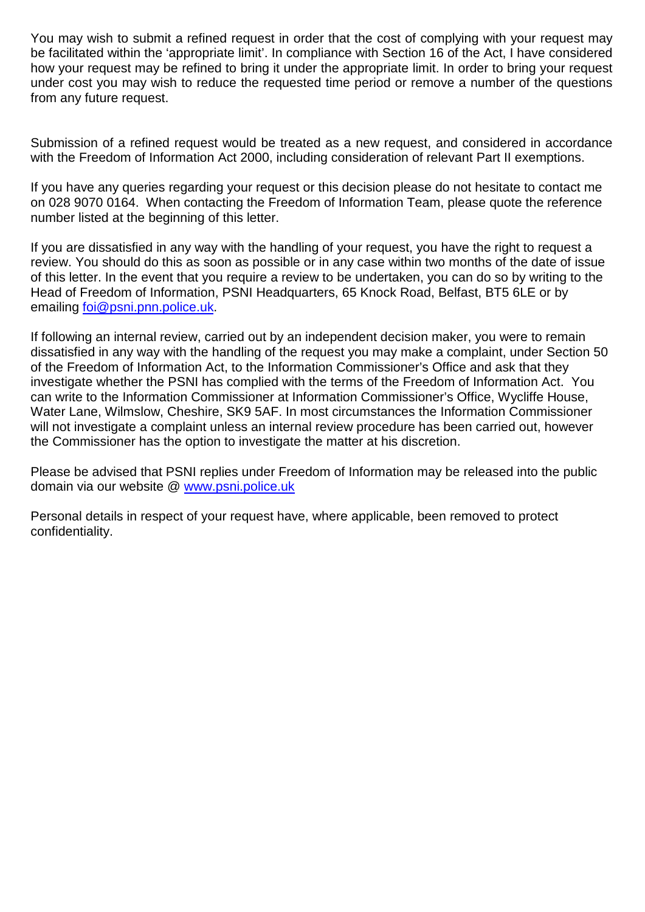You may wish to submit a refined request in order that the cost of complying with your request may be facilitated within the 'appropriate limit'. In compliance with Section 16 of the Act, I have considered how your request may be refined to bring it under the appropriate limit. In order to bring your request under cost you may wish to reduce the requested time period or remove a number of the questions from any future request.

Submission of a refined request would be treated as a new request, and considered in accordance with the Freedom of Information Act 2000, including consideration of relevant Part II exemptions.

If you have any queries regarding your request or this decision please do not hesitate to contact me on 028 9070 0164. When contacting the Freedom of Information Team, please quote the reference number listed at the beginning of this letter.

If you are dissatisfied in any way with the handling of your request, you have the right to request a review. You should do this as soon as possible or in any case within two months of the date of issue of this letter. In the event that you require a review to be undertaken, you can do so by writing to the Head of Freedom of Information, PSNI Headquarters, 65 Knock Road, Belfast, BT5 6LE or by emailing foi@psni.pnn.police.uk.

If following an internal review, carried out by an independent decision maker, you were to remain dissatisfied in any way with the handling of the request you may make a complaint, under Section 50 of the Freedom of Information Act, to the Information Commissioner's Office and ask that they investigate whether the PSNI has complied with the terms of the Freedom of Information Act. You can write to the Information Commissioner at Information Commissioner's Office, Wycliffe House, Water Lane, Wilmslow, Cheshire, SK9 5AF. In most circumstances the Information Commissioner will not investigate a complaint unless an internal review procedure has been carried out, however the Commissioner has the option to investigate the matter at his discretion.

Please be advised that PSNI replies under Freedom of Information may be released into the public domain via our website @ www.psni.police.uk

Personal details in respect of your request have, where applicable, been removed to protect confidentiality.